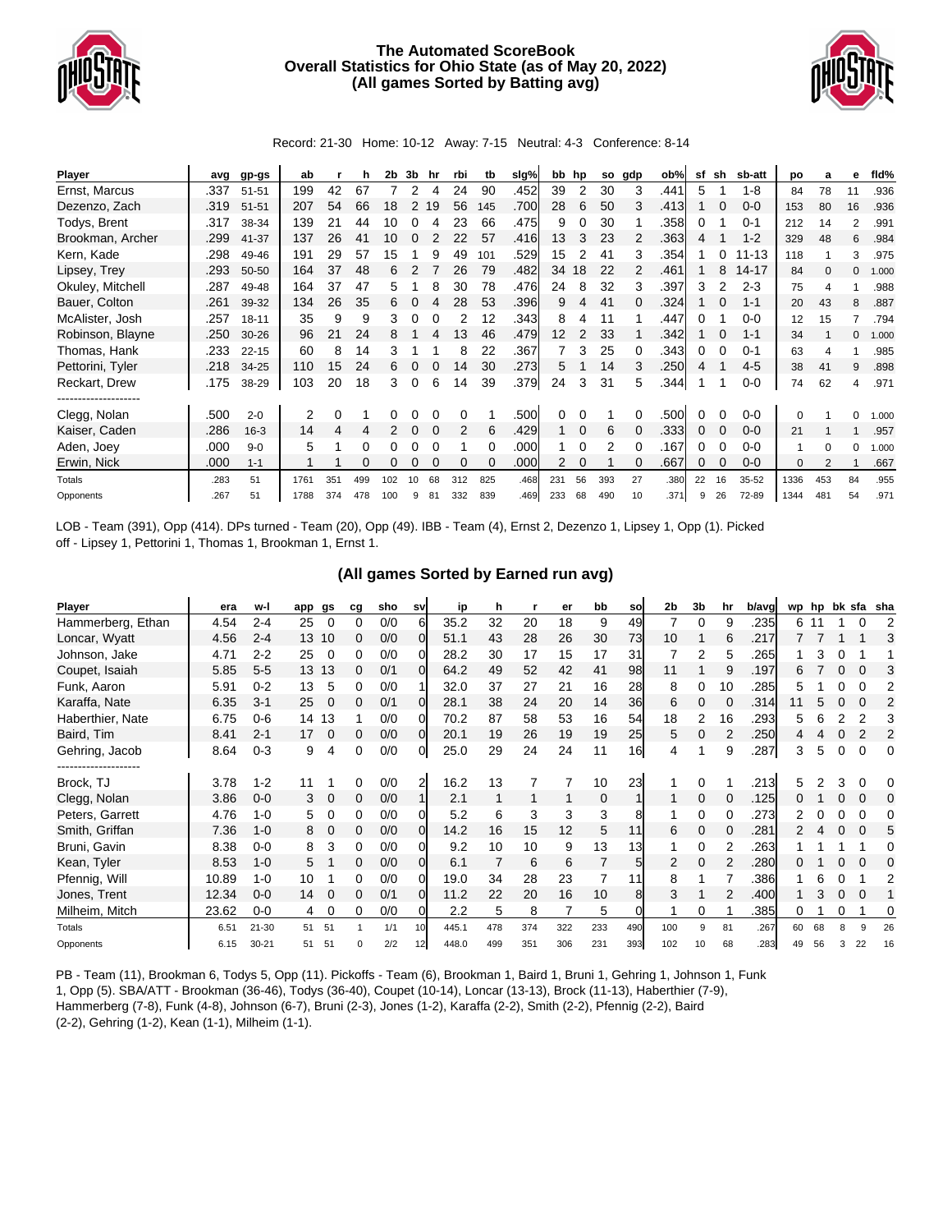# The Automated ScoreBook
## Overall Statistics for Ohio State (as of May 20, 2022)
## (All games Sorted by Batting avg)

Record: 21-30 Home: 10-12 Away: 7-15 Neutral: 4-3 Conference: 8-14

| Player | avg | gp-gs | ab | r | h | 2b | 3b | hr | rbi | tb | slg% | bb | hp | so | gdp | ob% | sf | sh | sb-att | po | a | e | fld% |
|---|---|---|---|---|---|---|---|---|---|---|---|---|---|---|---|---|---|---|---|---|---|---|---|
| Ernst, Marcus | .337 | 51-51 | 199 | 42 | 67 | 7 | 2 | 4 | 24 | 90 | .452 | 39 | 2 | 30 | 3 | .441 | 5 | 1 | 1-8 | 84 | 78 | 11 | .936 |
| Dezenzo, Zach | .319 | 51-51 | 207 | 54 | 66 | 18 | 2 | 19 | 56 | 145 | .700 | 28 | 6 | 50 | 3 | .413 | 1 | 0 | 0-0 | 153 | 80 | 16 | .936 |
| Todys, Brent | .317 | 38-34 | 139 | 21 | 44 | 10 | 0 | 4 | 23 | 66 | .475 | 9 | 0 | 30 | 1 | .358 | 0 | 1 | 0-1 | 212 | 14 | 2 | .991 |
| Brookman, Archer | .299 | 41-37 | 137 | 26 | 41 | 10 | 0 | 2 | 22 | 57 | .416 | 13 | 3 | 23 | 2 | .363 | 4 | 1 | 1-2 | 329 | 48 | 6 | .984 |
| Kern, Kade | .298 | 49-46 | 191 | 29 | 57 | 15 | 1 | 9 | 49 | 101 | .529 | 15 | 2 | 41 | 3 | .354 | 1 | 0 | 11-13 | 118 | 1 | 3 | .975 |
| Lipsey, Trey | .293 | 50-50 | 164 | 37 | 48 | 6 | 2 | 7 | 26 | 79 | .482 | 34 | 18 | 22 | 2 | .461 | 1 | 8 | 14-17 | 84 | 0 | 0 | 1.000 |
| Okuley, Mitchell | .287 | 49-48 | 164 | 37 | 47 | 5 | 1 | 8 | 30 | 78 | .476 | 24 | 8 | 32 | 3 | .397 | 3 | 2 | 2-3 | 75 | 4 | 1 | .988 |
| Bauer, Colton | .261 | 39-32 | 134 | 26 | 35 | 6 | 0 | 4 | 28 | 53 | .396 | 9 | 4 | 41 | 0 | .324 | 1 | 0 | 1-1 | 20 | 43 | 8 | .887 |
| McAlister, Josh | .257 | 18-11 | 35 | 9 | 9 | 3 | 0 | 0 | 2 | 12 | .343 | 8 | 4 | 11 | 1 | .447 | 0 | 1 | 0-0 | 12 | 15 | 7 | .794 |
| Robinson, Blayne | .250 | 30-26 | 96 | 21 | 24 | 8 | 1 | 4 | 13 | 46 | .479 | 12 | 2 | 33 | 1 | .342 | 1 | 0 | 1-1 | 34 | 1 | 0 | 1.000 |
| Thomas, Hank | .233 | 22-15 | 60 | 8 | 14 | 3 | 1 | 1 | 8 | 22 | .367 | 7 | 3 | 25 | 0 | .343 | 0 | 0 | 0-1 | 63 | 4 | 1 | .985 |
| Pettorini, Tyler | .218 | 34-25 | 110 | 15 | 24 | 6 | 0 | 0 | 14 | 30 | .273 | 5 | 1 | 14 | 3 | .250 | 4 | 1 | 4-5 | 38 | 41 | 9 | .898 |
| Reckart, Drew | .175 | 38-29 | 103 | 20 | 18 | 3 | 0 | 6 | 14 | 39 | .379 | 24 | 3 | 31 | 5 | .344 | 1 | 1 | 0-0 | 74 | 62 | 4 | .971 |
| -------------------- | | | | | | | | | | | | | | | | | | | | | | | |
| Clegg, Nolan | .500 | 2-0 | 2 | 0 | 1 | 0 | 0 | 0 | 0 | 1 | .500 | 0 | 0 | 1 | 0 | .500 | 0 | 0 | 0-0 | 0 | 1 | 0 | 1.000 |
| Kaiser, Caden | .286 | 16-3 | 14 | 4 | 4 | 2 | 0 | 0 | 2 | 6 | .429 | 1 | 0 | 6 | 0 | .333 | 0 | 0 | 0-0 | 21 | 1 | 1 | .957 |
| Aden, Joey | .000 | 9-0 | 5 | 1 | 0 | 0 | 0 | 0 | 1 | 0 | .000 | 1 | 0 | 2 | 0 | .167 | 0 | 0 | 0-0 | 1 | 0 | 0 | 1.000 |
| Erwin, Nick | .000 | 1-1 | 1 | 1 | 0 | 0 | 0 | 0 | 0 | 0 | .000 | 2 | 0 | 1 | 0 | .667 | 0 | 0 | 0-0 | 0 | 2 | 1 | .667 |
| Totals | .283 | 51 | 1761 | 351 | 499 | 102 | 10 | 68 | 312 | 825 | .468 | 231 | 56 | 393 | 27 | .380 | 22 | 16 | 35-52 | 1336 | 453 | 84 | .955 |
| Opponents | .267 | 51 | 1788 | 374 | 478 | 100 | 9 | 81 | 332 | 839 | .469 | 233 | 68 | 490 | 10 | .371 | 9 | 26 | 72-89 | 1344 | 481 | 54 | .971 |

LOB - Team (391), Opp (414). DPs turned - Team (20), Opp (49). IBB - Team (4), Ernst 2, Dezenzo 1, Lipsey 1, Opp (1). Picked off - Lipsey 1, Pettorini 1, Thomas 1, Brookman 1, Ernst 1.

## (All games Sorted by Earned run avg)

| Player | era | w-l | app | gs | cg | sho | sv | ip | h | r | er | bb | so | 2b | 3b | hr | b/avg | wp | hp | bk | sfa | sha |
|---|---|---|---|---|---|---|---|---|---|---|---|---|---|---|---|---|---|---|---|---|---|---|
| Hammerberg, Ethan | 4.54 | 2-4 | 25 | 0 | 0 | 0/0 | 6 | 35.2 | 32 | 20 | 18 | 9 | 49 | 7 | 0 | 9 | .235 | 6 | 11 | 1 | 0 | 2 |
| Loncar, Wyatt | 4.56 | 2-4 | 13 | 10 | 0 | 0/0 | 0 | 51.1 | 43 | 28 | 26 | 30 | 73 | 10 | 1 | 6 | .217 | 7 | 7 | 1 | 1 | 3 |
| Johnson, Jake | 4.71 | 2-2 | 25 | 0 | 0 | 0/0 | 0 | 28.2 | 30 | 17 | 15 | 17 | 31 | 7 | 2 | 5 | .265 | 1 | 3 | 0 | 1 | 1 |
| Coupet, Isaiah | 5.85 | 5-5 | 13 | 13 | 0 | 0/1 | 0 | 64.2 | 49 | 52 | 42 | 41 | 98 | 11 | 1 | 9 | .197 | 6 | 7 | 0 | 0 | 3 |
| Funk, Aaron | 5.91 | 0-2 | 13 | 5 | 0 | 0/0 | 1 | 32.0 | 37 | 27 | 21 | 16 | 28 | 8 | 0 | 10 | .285 | 5 | 1 | 0 | 0 | 2 |
| Karaffa, Nate | 6.35 | 3-1 | 25 | 0 | 0 | 0/1 | 0 | 28.1 | 38 | 24 | 20 | 14 | 36 | 6 | 0 | 0 | .314 | 11 | 5 | 0 | 0 | 2 |
| Haberthier, Nate | 6.75 | 0-6 | 14 | 13 | 1 | 0/0 | 0 | 70.2 | 87 | 58 | 53 | 16 | 54 | 18 | 2 | 16 | .293 | 5 | 6 | 2 | 2 | 3 |
| Baird, Tim | 8.41 | 2-1 | 17 | 0 | 0 | 0/0 | 0 | 20.1 | 19 | 26 | 19 | 19 | 25 | 5 | 0 | 2 | .250 | 4 | 4 | 0 | 2 | 2 |
| Gehring, Jacob | 8.64 | 0-3 | 9 | 4 | 0 | 0/0 | 0 | 25.0 | 29 | 24 | 24 | 11 | 16 | 4 | 1 | 9 | .287 | 3 | 5 | 0 | 0 | 0 |
| -------------------- | | | | | | | | | | | | | | | | | | | | | | |
| Brock, TJ | 3.78 | 1-2 | 11 | 1 | 0 | 0/0 | 2 | 16.2 | 13 | 7 | 7 | 10 | 23 | 1 | 0 | 1 | .213 | 5 | 2 | 3 | 0 | 0 |
| Clegg, Nolan | 3.86 | 0-0 | 3 | 0 | 0 | 0/0 | 1 | 2.1 | 1 | 1 | 1 | 0 | 1 | 1 | 0 | 0 | .125 | 0 | 1 | 0 | 0 | 0 |
| Peters, Garrett | 4.76 | 1-0 | 5 | 0 | 0 | 0/0 | 0 | 5.2 | 6 | 3 | 3 | 3 | 8 | 1 | 0 | 0 | .273 | 2 | 0 | 0 | 0 | 0 |
| Smith, Griffan | 7.36 | 1-0 | 8 | 0 | 0 | 0/0 | 0 | 14.2 | 16 | 15 | 12 | 5 | 11 | 6 | 0 | 0 | .281 | 2 | 4 | 0 | 0 | 5 |
| Bruni, Gavin | 8.38 | 0-0 | 8 | 3 | 0 | 0/0 | 0 | 9.2 | 10 | 10 | 9 | 13 | 13 | 1 | 0 | 2 | .263 | 1 | 1 | 1 | 1 | 0 |
| Kean, Tyler | 8.53 | 1-0 | 5 | 1 | 0 | 0/0 | 0 | 6.1 | 7 | 6 | 6 | 7 | 5 | 2 | 0 | 2 | .280 | 0 | 1 | 0 | 0 | 0 |
| Pfennig, Will | 10.89 | 1-0 | 10 | 1 | 0 | 0/0 | 0 | 19.0 | 34 | 28 | 23 | 7 | 11 | 8 | 1 | 7 | .386 | 1 | 6 | 0 | 1 | 2 |
| Jones, Trent | 12.34 | 0-0 | 14 | 0 | 0 | 0/1 | 0 | 11.2 | 22 | 20 | 16 | 10 | 8 | 3 | 1 | 2 | .400 | 1 | 3 | 0 | 0 | 1 |
| Milheim, Mitch | 23.62 | 0-0 | 4 | 0 | 0 | 0/0 | 0 | 2.2 | 5 | 8 | 7 | 5 | 0 | 1 | 0 | 1 | .385 | 0 | 1 | 0 | 1 | 0 |
| Totals | 6.51 | 21-30 | 51 | 51 | 1 | 1/1 | 10 | 445.1 | 478 | 374 | 322 | 233 | 490 | 100 | 9 | 81 | .267 | 60 | 68 | 8 | 9 | 26 |
| Opponents | 6.15 | 30-21 | 51 | 51 | 0 | 2/2 | 12 | 448.0 | 499 | 351 | 306 | 231 | 393 | 102 | 10 | 68 | .283 | 49 | 56 | 3 | 22 | 16 |

PB - Team (11), Brookman 6, Todys 5, Opp (11). Pickoffs - Team (6), Brookman 1, Baird 1, Bruni 1, Gehring 1, Johnson 1, Funk 1, Opp (5). SBA/ATT - Brookman (36-46), Todys (36-40), Coupet (10-14), Loncar (13-13), Brock (11-13), Haberthier (7-9), Hammerberg (7-8), Funk (4-8), Johnson (6-7), Bruni (2-3), Jones (1-2), Karaffa (2-2), Smith (2-2), Pfennig (2-2), Baird (2-2), Gehring (1-2), Kean (1-1), Milheim (1-1).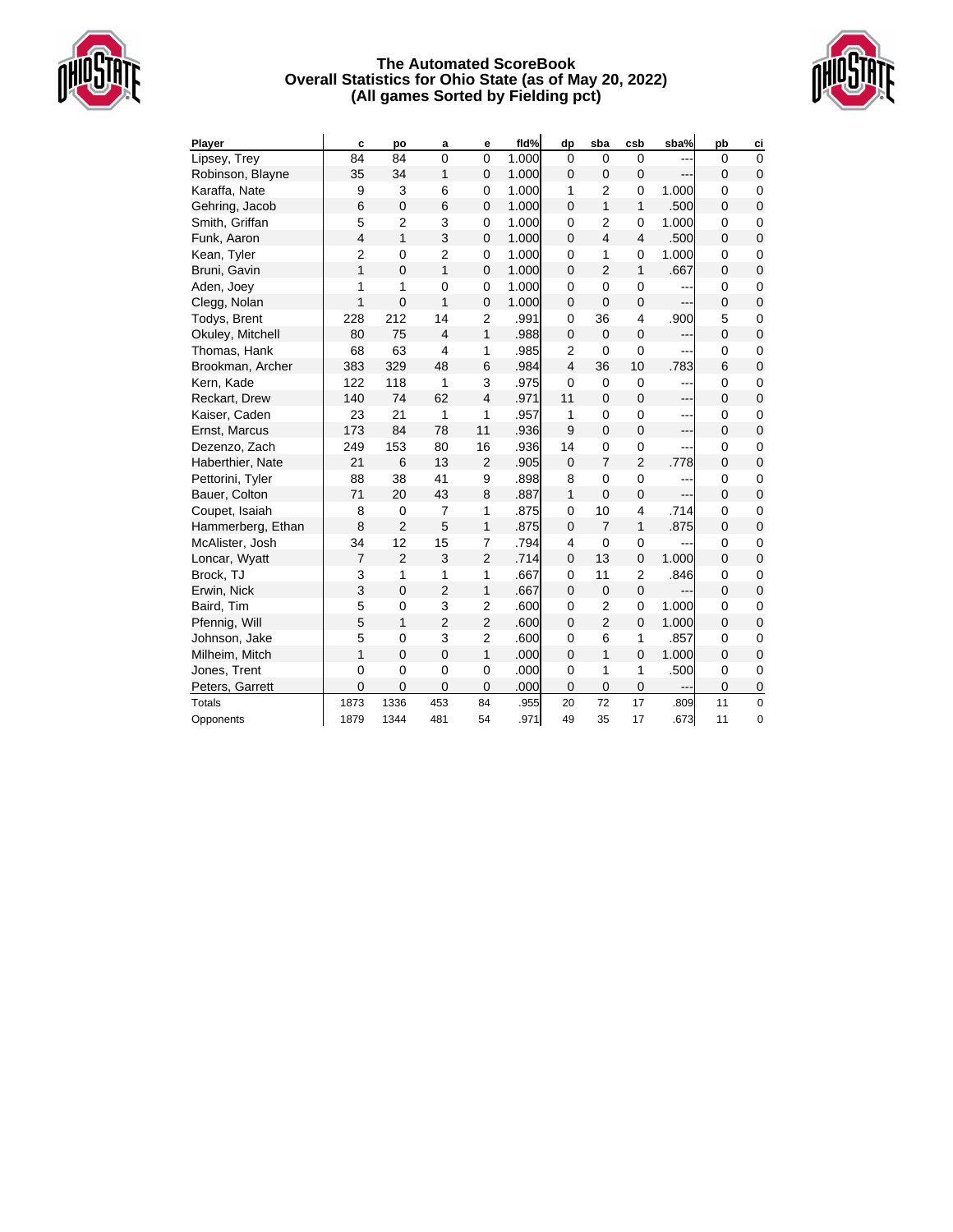**The Automated ScoreBook**
**Overall Statistics for Ohio State (as of May 20, 2022)**
**(All games Sorted by Fielding pct)**

| Player | c | po | a | e | fld% | dp | sba | csb | sba% | pb | ci |
|---|---|---|---|---|---|---|---|---|---|---|---|
| Lipsey, Trey | 84 | 84 | 0 | 0 | 1.000 | 0 | 0 | 0 | --- | 0 | 0 |
| Robinson, Blayne | 35 | 34 | 1 | 0 | 1.000 | 0 | 0 | 0 | --- | 0 | 0 |
| Karaffa, Nate | 9 | 3 | 6 | 0 | 1.000 | 1 | 2 | 0 | 1.000 | 0 | 0 |
| Gehring, Jacob | 6 | 0 | 6 | 0 | 1.000 | 0 | 1 | 1 | .500 | 0 | 0 |
| Smith, Griffan | 5 | 2 | 3 | 0 | 1.000 | 0 | 2 | 0 | 1.000 | 0 | 0 |
| Funk, Aaron | 4 | 1 | 3 | 0 | 1.000 | 0 | 4 | 4 | .500 | 0 | 0 |
| Kean, Tyler | 2 | 0 | 2 | 0 | 1.000 | 0 | 1 | 0 | 1.000 | 0 | 0 |
| Bruni, Gavin | 1 | 0 | 1 | 0 | 1.000 | 0 | 2 | 1 | .667 | 0 | 0 |
| Aden, Joey | 1 | 1 | 0 | 0 | 1.000 | 0 | 0 | 0 | --- | 0 | 0 |
| Clegg, Nolan | 1 | 0 | 1 | 0 | 1.000 | 0 | 0 | 0 | --- | 0 | 0 |
| Todys, Brent | 228 | 212 | 14 | 2 | .991 | 0 | 36 | 4 | .900 | 5 | 0 |
| Okuley, Mitchell | 80 | 75 | 4 | 1 | .988 | 0 | 0 | 0 | --- | 0 | 0 |
| Thomas, Hank | 68 | 63 | 4 | 1 | .985 | 2 | 0 | 0 | --- | 0 | 0 |
| Brookman, Archer | 383 | 329 | 48 | 6 | .984 | 4 | 36 | 10 | .783 | 6 | 0 |
| Kern, Kade | 122 | 118 | 1 | 3 | .975 | 0 | 0 | 0 | --- | 0 | 0 |
| Reckart, Drew | 140 | 74 | 62 | 4 | .971 | 11 | 0 | 0 | --- | 0 | 0 |
| Kaiser, Caden | 23 | 21 | 1 | 1 | .957 | 1 | 0 | 0 | --- | 0 | 0 |
| Ernst, Marcus | 173 | 84 | 78 | 11 | .936 | 9 | 0 | 0 | --- | 0 | 0 |
| Dezenzo, Zach | 249 | 153 | 80 | 16 | .936 | 14 | 0 | 0 | --- | 0 | 0 |
| Haberthier, Nate | 21 | 6 | 13 | 2 | .905 | 0 | 7 | 2 | .778 | 0 | 0 |
| Pettorini, Tyler | 88 | 38 | 41 | 9 | .898 | 8 | 0 | 0 | --- | 0 | 0 |
| Bauer, Colton | 71 | 20 | 43 | 8 | .887 | 1 | 0 | 0 | --- | 0 | 0 |
| Coupet, Isaiah | 8 | 0 | 7 | 1 | .875 | 0 | 10 | 4 | .714 | 0 | 0 |
| Hammerberg, Ethan | 8 | 2 | 5 | 1 | .875 | 0 | 7 | 1 | .875 | 0 | 0 |
| McAlister, Josh | 34 | 12 | 15 | 7 | .794 | 4 | 0 | 0 | --- | 0 | 0 |
| Loncar, Wyatt | 7 | 2 | 3 | 2 | .714 | 0 | 13 | 0 | 1.000 | 0 | 0 |
| Brock, TJ | 3 | 1 | 1 | 1 | .667 | 0 | 11 | 2 | .846 | 0 | 0 |
| Erwin, Nick | 3 | 0 | 2 | 1 | .667 | 0 | 0 | 0 | --- | 0 | 0 |
| Baird, Tim | 5 | 0 | 3 | 2 | .600 | 0 | 2 | 0 | 1.000 | 0 | 0 |
| Pfennig, Will | 5 | 1 | 2 | 2 | .600 | 0 | 2 | 0 | 1.000 | 0 | 0 |
| Johnson, Jake | 5 | 0 | 3 | 2 | .600 | 0 | 6 | 1 | .857 | 0 | 0 |
| Milheim, Mitch | 1 | 0 | 0 | 1 | .000 | 0 | 1 | 0 | 1.000 | 0 | 0 |
| Jones, Trent | 0 | 0 | 0 | 0 | .000 | 0 | 1 | 1 | .500 | 0 | 0 |
| Peters, Garrett | 0 | 0 | 0 | 0 | .000 | 0 | 0 | 0 | --- | 0 | 0 |
| Totals | 1873 | 1336 | 453 | 84 | .955 | 20 | 72 | 17 | .809 | 11 | 0 |
| Opponents | 1879 | 1344 | 481 | 54 | .971 | 49 | 35 | 17 | .673 | 11 | 0 |